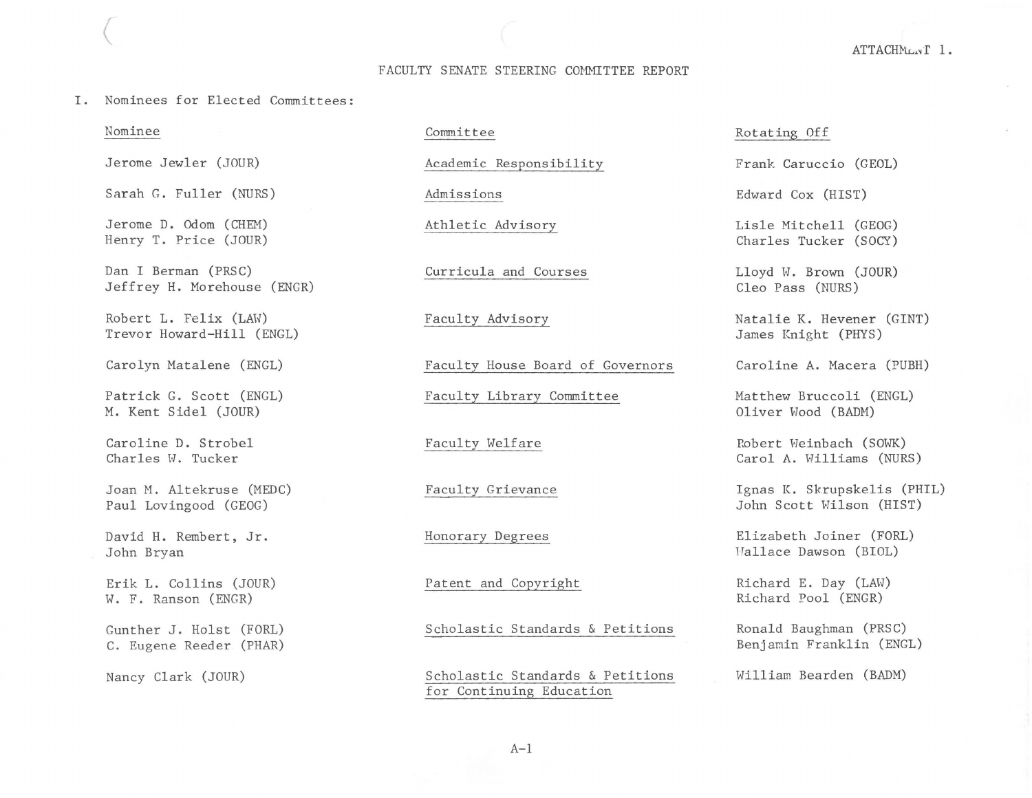ATTACHMENT 1.

# FACULTY SENATE STEERING COMMITTEE REPORT

I. Nominees for Elected Committees:

| Nominee | Committee | Rotating Off |
| --- | --- | --- |
| Jerome Jewler (JOUR) | Academic Responsibility | Frank Caruccio (GEOL) |
| Sarah G. Fuller (NURS) | Admissions | Edward Cox (HIST) |
| Jerome D. Odom (CHEM)<br>Henry T. Price (JOUR) | Athletic Advisory | Lisle Mitchell (GEOG)<br>Charles Tucker (SOCY) |
| Dan I Berman (PRSC)<br>Jeffrey H. Morehouse (ENGR) | Curricula and Courses | Lloyd W. Brown (JOUR)<br>Cleo Pass (NURS) |
| Robert L. Felix (LAW)<br>Trevor Howard-Hill (ENGL) | Faculty Advisory | Natalie K. Hevener (GINT)<br>James Knight (PHYS) |
| Carolyn Matalene (ENGL) | Faculty House Board of Governors | Caroline A. Macera (PUBH) |
| Patrick G. Scott (ENGL)<br>M. Kent Sidel (JOUR) | Faculty Library Committee | Matthew Bruccoli (ENGL)<br>Oliver Wood (BADM) |
| Caroline D. Strobel<br>Charles W. Tucker | Faculty Welfare | Robert Weinbach (SOWK)<br>Carol A. Williams (NURS) |
| Joan M. Altekruse (MEDC)<br>Paul Lovingood (GEOG) | Faculty Grievance | Ignas K. Skrupskelis (PHIL)<br>John Scott Wilson (HIST) |
| David H. Rembert, Jr.<br>John Bryan | Honorary Degrees | Elizabeth Joiner (FORL)<br>Wallace Dawson (BIOL) |
| Erik L. Collins (JOUR)<br>W. F. Ranson (ENGR) | Patent and Copyright | Richard E. Day (LAW)<br>Richard Pool (ENGR) |
| Gunther J. Holst (FORL)<br>C. Eugene Reeder (PHAR) | Scholastic Standards & Petitions | Ronald Baughman (PRSC)<br>Benjamin Franklin (ENGL) |
| Nancy Clark (JOUR) | Scholastic Standards & Petitions for Continuing Education | William Bearden (BADM) |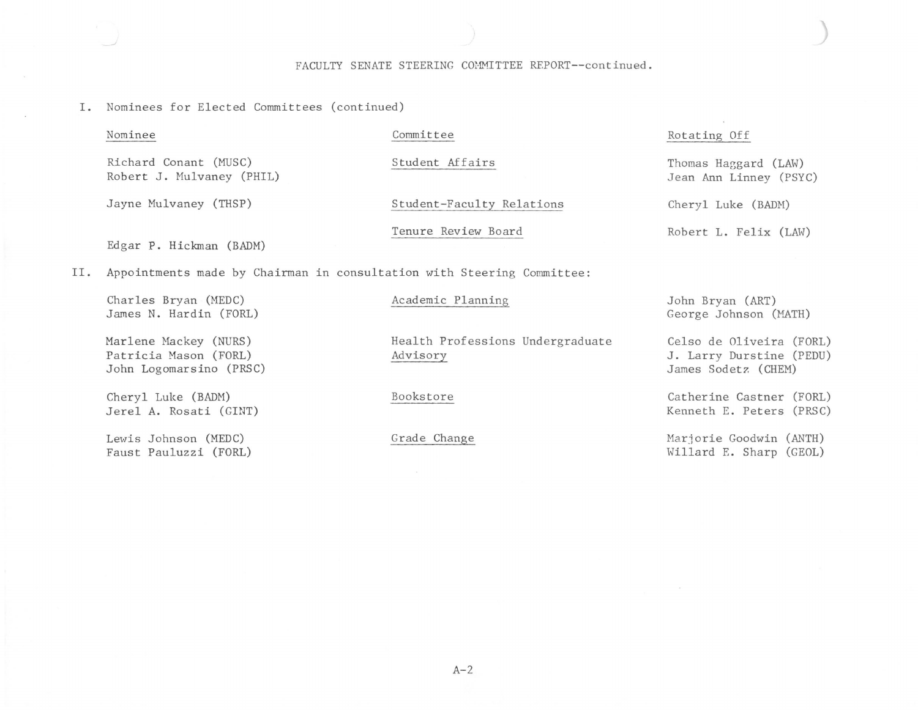FACULTY SENATE STEERING COMMITTEE REPORT--continued.

I. Nominees for Elected Committees (continued)

| Nominee | Committee | Rotating Off |
|---|---|---|
| Richard Conant (MUSC)<br>Robert J. Mulvaney (PHIL) | Student Affairs | Thomas Haggard (LAW)<br>Jean Ann Linney (PSYC) |
| Jayne Mulvaney (THSP) | Student-Faculty Relations | Cheryl Luke (BADM) |
| Edgar P. Hickman (BADM) | Tenure Review Board | Robert L. Felix (LAW) |

II. Appointments made by Chairman in consultation with Steering Committee:

| | | |
|---|---|---|
| Charles Bryan (MEDC)<br>James N. Hardin (FORL) | Academic Planning | John Bryan (ART)<br>George Johnson (MATH) |
| Marlene Mackey (NURS)<br>Patricia Mason (FORL)<br>John Logomarsino (PRSC) | Health Professions Undergraduate Advisory | Celso de Oliveira (FORL)<br>J. Larry Durstine (PEDU)<br>James Sodetz (CHEM) |
| Cheryl Luke (BADM)<br>Jerel A. Rosati (GINT) | Bookstore | Catherine Castner (FORL)<br>Kenneth E. Peters (PRSC) |
| Lewis Johnson (MEDC)<br>Faust Pauluzzi (FORL) | Grade Change | Marjorie Goodwin (ANTH)<br>Willard E. Sharp (GEOL) |

A-2